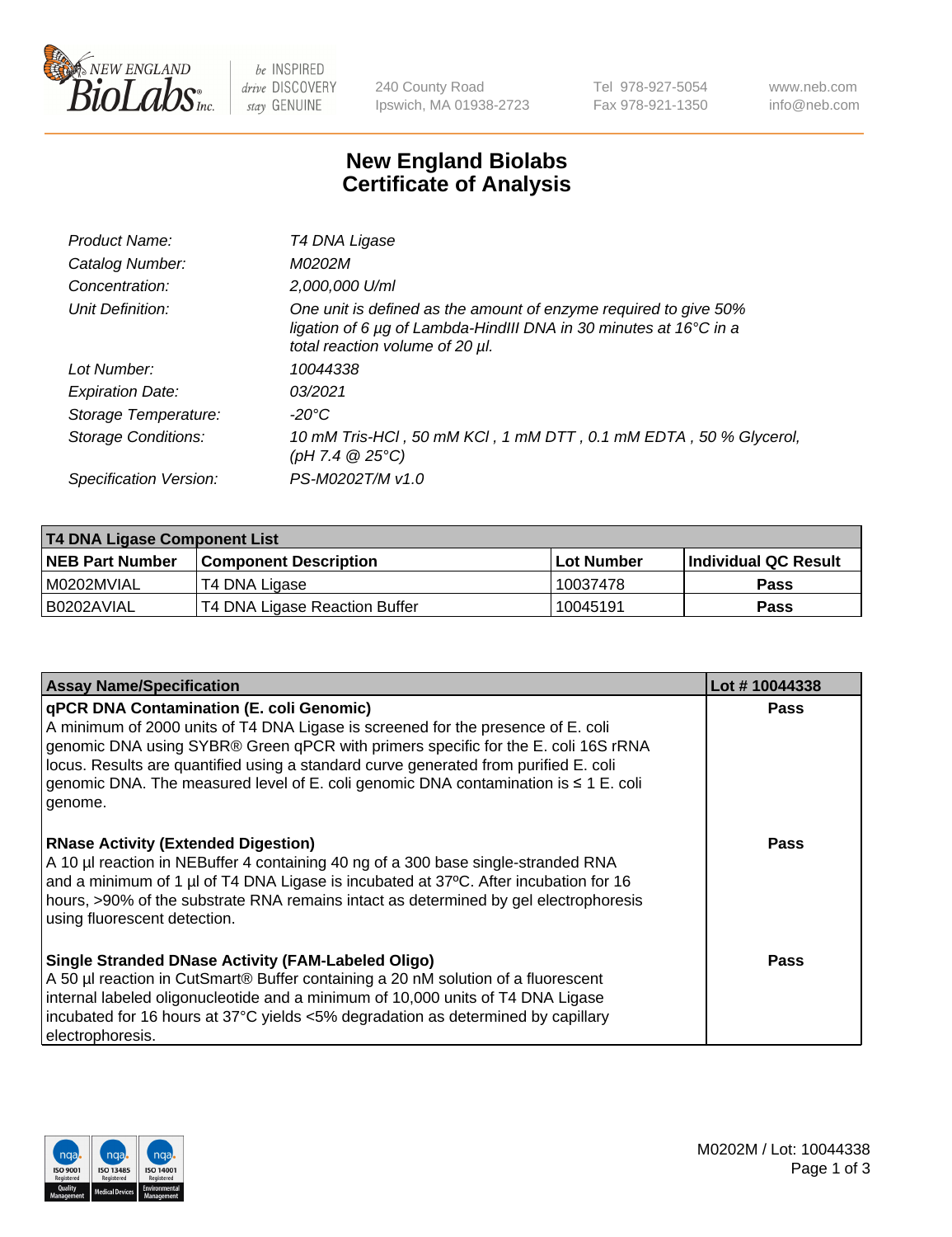# New England Biolabs Certificate of Analysis

| | |
|---|---|
| *Product Name:* | *T4 DNA Ligase* |
| *Catalog Number:* | *M0202M* |
| *Concentration:* | *2,000,000 U/ml* |
| *Unit Definition:* | *One unit is defined as the amount of enzyme required to give 50% ligation of 6 µg of Lambda-HindIII DNA in 30 minutes at 16°C in a total reaction volume of 20 µl.* |
| *Lot Number:* | *10044338* |
| *Expiration Date:* | *03/2021* |
| *Storage Temperature:* | *-20°C* |
| *Storage Conditions:* | *10 mM Tris-HCl , 50 mM KCl , 1 mM DTT , 0.1 mM EDTA , 50 % Glycerol, (pH 7.4 @ 25°C)* |
| *Specification Version:* | *PS-M0202T/M v1.0* |

| T4 DNA Ligase Component List | | | |
|---|---|---|---|
| **NEB Part Number** | **Component Description** | **Lot Number** | **Individual QC Result** |
| M0202MVIAL | T4 DNA Ligase | 10037478 | **Pass** |
| B0202AVIAL | T4 DNA Ligase Reaction Buffer | 10045191 | **Pass** |

| Assay Name/Specification | Lot # 10044338 |
|---|---|
| **qPCR DNA Contamination (E. coli Genomic)** A minimum of 2000 units of T4 DNA Ligase is screened for the presence of E. coli genomic DNA using SYBR® Green qPCR with primers specific for the E. coli 16S rRNA locus. Results are quantified using a standard curve generated from purified E. coli genomic DNA. The measured level of E. coli genomic DNA contamination is ≤ 1 E. coli genome. | **Pass** |
| **RNase Activity (Extended Digestion)** A 10 µl reaction in NEBuffer 4 containing 40 ng of a 300 base single-stranded RNA and a minimum of 1 µl of T4 DNA Ligase is incubated at 37ºC. After incubation for 16 hours, >90% of the substrate RNA remains intact as determined by gel electrophoresis using fluorescent detection. | **Pass** |
| **Single Stranded DNase Activity (FAM-Labeled Oligo)** A 50 µl reaction in CutSmart® Buffer containing a 20 nM solution of a fluorescent internal labeled oligonucleotide and a minimum of 10,000 units of T4 DNA Ligase incubated for 16 hours at 37°C yields <5% degradation as determined by capillary electrophoresis. | **Pass** |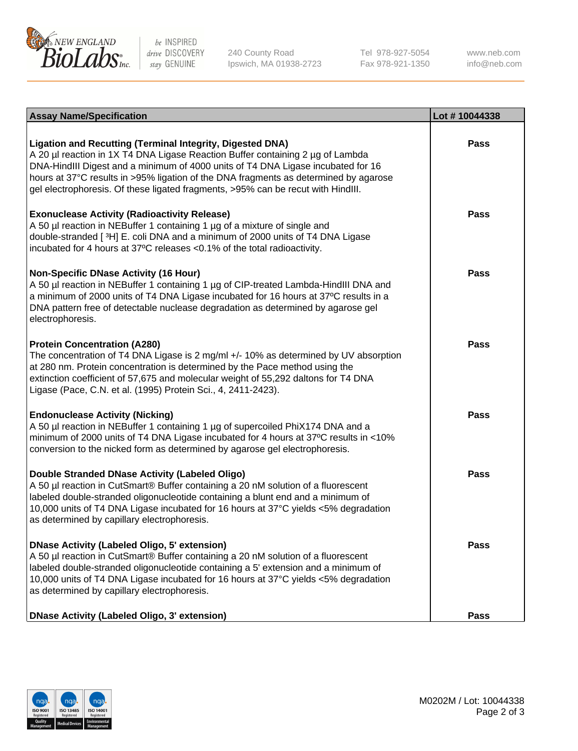| Assay Name/Specification | Lot # 10044338 |
|---|---|
| **Ligation and Recutting (Terminal Integrity, Digested DNA)**<br>A 20 µl reaction in 1X T4 DNA Ligase Reaction Buffer containing 2 µg of Lambda DNA-HindIII Digest and a minimum of 4000 units of T4 DNA Ligase incubated for 16 hours at 37°C results in >95% ligation of the DNA fragments as determined by agarose gel electrophoresis. Of these ligated fragments, >95% can be recut with HindIII. | Pass |
| **Exonuclease Activity (Radioactivity Release)**<br>A 50 µl reaction in NEBuffer 1 containing 1 µg of a mixture of single and double-stranded [ $^{3}$H] E. coli DNA and a minimum of 2000 units of T4 DNA Ligase incubated for 4 hours at 37ºC releases <0.1% of the total radioactivity. | Pass |
| **Non-Specific DNase Activity (16 Hour)**<br>A 50 µl reaction in NEBuffer 1 containing 1 µg of CIP-treated Lambda-HindIII DNA and a minimum of 2000 units of T4 DNA Ligase incubated for 16 hours at 37ºC results in a DNA pattern free of detectable nuclease degradation as determined by agarose gel electrophoresis. | Pass |
| **Protein Concentration (A280)**<br>The concentration of T4 DNA Ligase is 2 mg/ml +/- 10% as determined by UV absorption at 280 nm. Protein concentration is determined by the Pace method using the extinction coefficient of 57,675 and molecular weight of 55,292 daltons for T4 DNA Ligase (Pace, C.N. et al. (1995) Protein Sci., 4, 2411-2423). | Pass |
| **Endonuclease Activity (Nicking)**<br>A 50 µl reaction in NEBuffer 1 containing 1 µg of supercoiled PhiX174 DNA and a minimum of 2000 units of T4 DNA Ligase incubated for 4 hours at 37ºC results in <10% conversion to the nicked form as determined by agarose gel electrophoresis. | Pass |
| **Double Stranded DNase Activity (Labeled Oligo)**<br>A 50 µl reaction in CutSmart® Buffer containing a 20 nM solution of a fluorescent labeled double-stranded oligonucleotide containing a blunt end and a minimum of 10,000 units of T4 DNA Ligase incubated for 16 hours at 37°C yields <5% degradation as determined by capillary electrophoresis. | Pass |
| **DNase Activity (Labeled Oligo, 5' extension)**<br>A 50 µl reaction in CutSmart® Buffer containing a 20 nM solution of a fluorescent labeled double-stranded oligonucleotide containing a 5' extension and a minimum of 10,000 units of T4 DNA Ligase incubated for 16 hours at 37°C yields <5% degradation as determined by capillary electrophoresis. | Pass |
| **DNase Activity (Labeled Oligo, 3' extension)** | Pass |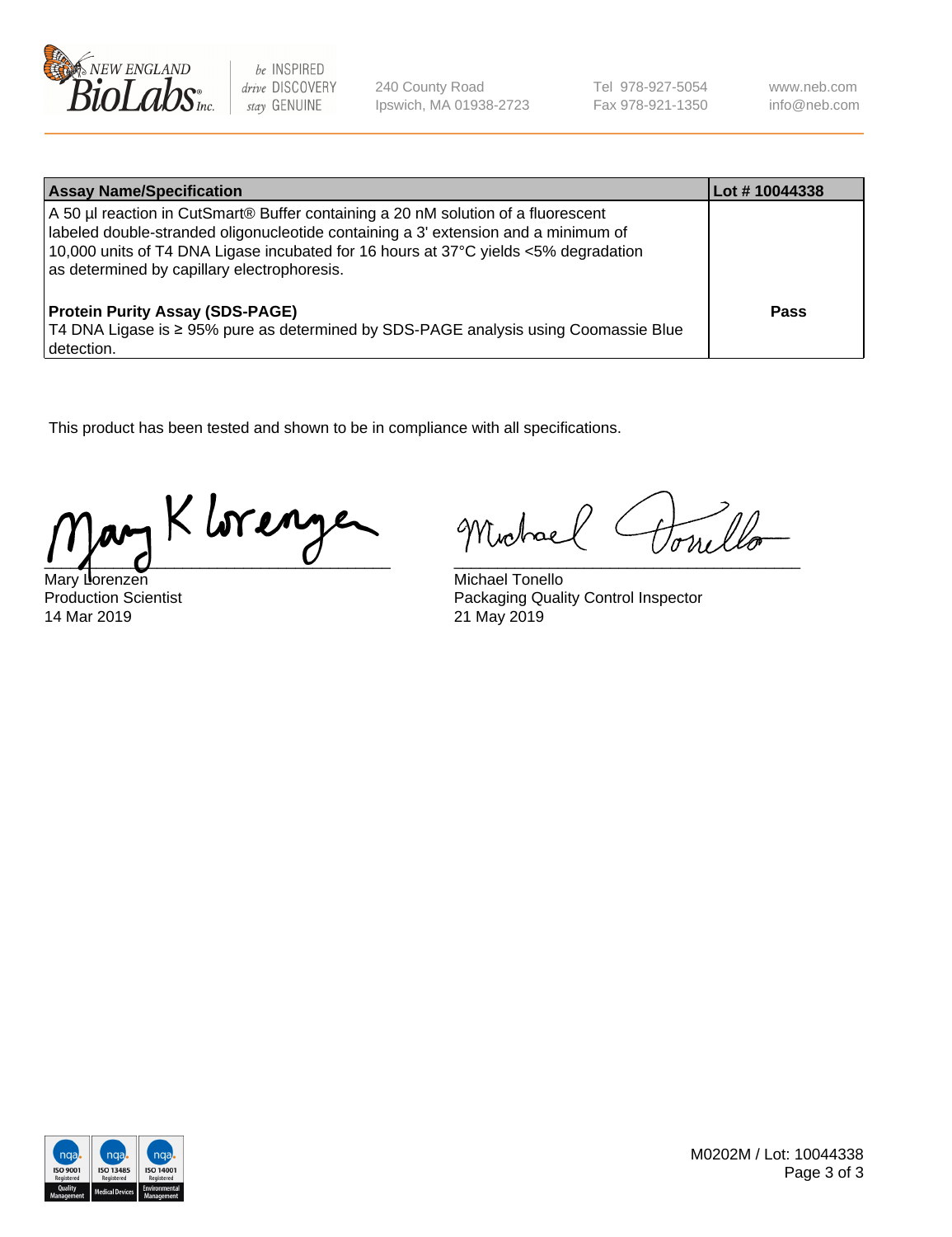be INSPIRED
drive DISCOVERY
stay GENUINE

240 County Road
Ipswich, MA 01938-2723

Tel 978-927-5054
Fax 978-921-1350

www.neb.com
info@neb.com

| Assay Name/Specification | Lot # 10044338 |
|---|---|
| A 50 µl reaction in CutSmart® Buffer containing a 20 nM solution of a fluorescent labeled double-stranded oligonucleotide containing a 3' extension and a minimum of 10,000 units of T4 DNA Ligase incubated for 16 hours at 37°C yields <5% degradation as determined by capillary electrophoresis. | |
| **Protein Purity Assay (SDS-PAGE)**<br>T4 DNA Ligase is ≥ 95% pure as determined by SDS-PAGE analysis using Coomassie Blue detection. | **Pass** |

This product has been tested and shown to be in compliance with all specifications.

Mary Lorenzen
Production Scientist
14 Mar 2019

Michael Tonello
Packaging Quality Control Inspector
21 May 2019

M0202M / Lot: 10044338